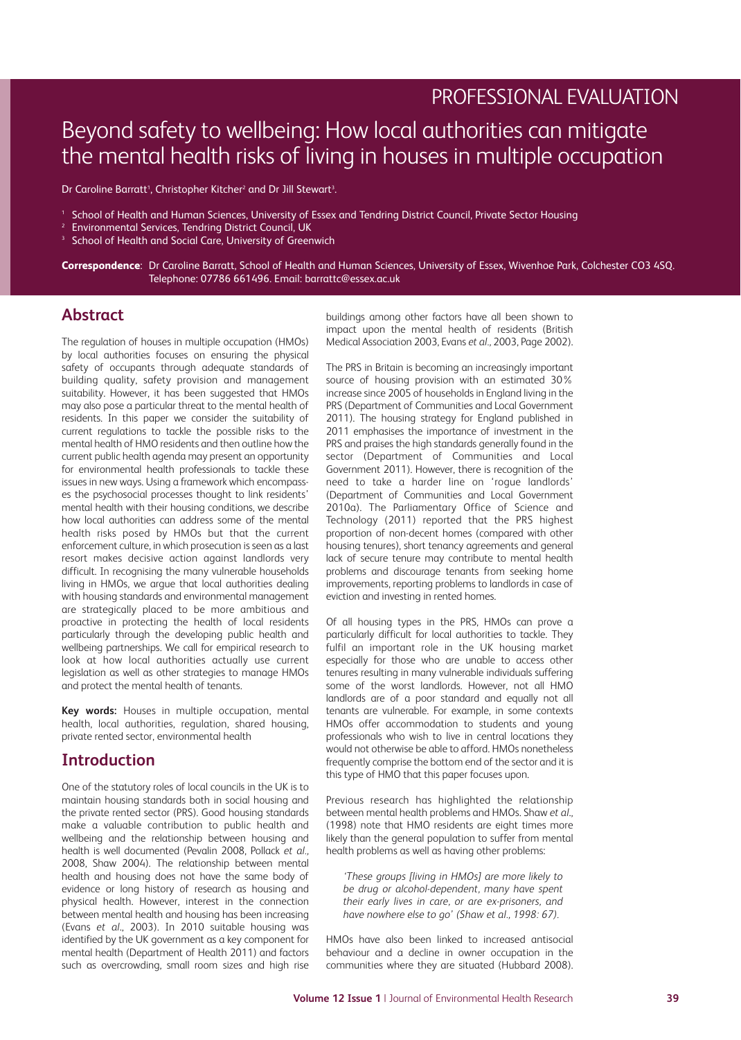PROFESSIONAL EVALUATION

# Beyond safety to wellbeing: How local authorities can mitigate the mental health risks of living in houses in multiple occupation

Dr Caroline Barratt[1], Christopher Kitcher[2] and Dr Jill Stewart[3].

[1] School of Health and Human Sciences, University of Essex and Tendring District Council, Private Sector Housing
[2] Environmental Services, Tendring District Council, UK
[3] School of Health and Social Care, University of Greenwich

**Correspondence**: Dr Caroline Barratt, School of Health and Human Sciences, University of Essex, Wivenhoe Park, Colchester CO3 4SQ. Telephone: 07786 661496. Email: barrattc@essex.ac.uk

## Abstract

The regulation of houses in multiple occupation (HMOs) by local authorities focuses on ensuring the physical safety of occupants through adequate standards of building quality, safety provision and management suitability. However, it has been suggested that HMOs may also pose a particular threat to the mental health of residents. In this paper we consider the suitability of current regulations to tackle the possible risks to the mental health of HMO residents and then outline how the current public health agenda may present an opportunity for environmental health professionals to tackle these issues in new ways. Using a framework which encompasses the psychosocial processes thought to link residents' mental health with their housing conditions, we describe how local authorities can address some of the mental health risks posed by HMOs but that the current enforcement culture, in which prosecution is seen as a last resort makes decisive action against landlords very difficult. In recognising the many vulnerable households living in HMOs, we argue that local authorities dealing with housing standards and environmental management are strategically placed to be more ambitious and proactive in protecting the health of local residents particularly through the developing public health and wellbeing partnerships. We call for empirical research to look at how local authorities actually use current legislation as well as other strategies to manage HMOs and protect the mental health of tenants.

**Key words:** Houses in multiple occupation, mental health, local authorities, regulation, shared housing, private rented sector, environmental health

## Introduction

One of the statutory roles of local councils in the UK is to maintain housing standards both in social housing and the private rented sector (PRS). Good housing standards make a valuable contribution to public health and wellbeing and the relationship between housing and health is well documented (Pevalin 2008, Pollack *et al.*, 2008, Shaw 2004). The relationship between mental health and housing does not have the same body of evidence or long history of research as housing and physical health. However, interest in the connection between mental health and housing has been increasing (Evans *et al.*, 2003). In 2010 suitable housing was identified by the UK government as a key component for mental health (Department of Health 2011) and factors such as overcrowding, small room sizes and high rise buildings among other factors have all been shown to impact upon the mental health of residents (British Medical Association 2003, Evans *et al.*, 2003, Page 2002).

The PRS in Britain is becoming an increasingly important source of housing provision with an estimated 30% increase since 2005 of households in England living in the PRS (Department of Communities and Local Government 2011). The housing strategy for England published in 2011 emphasises the importance of investment in the PRS and praises the high standards generally found in the sector (Department of Communities and Local Government 2011). However, there is recognition of the need to take a harder line on 'rogue landlords' (Department of Communities and Local Government 2010a). The Parliamentary Office of Science and Technology (2011) reported that the PRS highest proportion of non-decent homes (compared with other housing tenures), short tenancy agreements and general lack of secure tenure may contribute to mental health problems and discourage tenants from seeking home improvements, reporting problems to landlords in case of eviction and investing in rented homes.

Of all housing types in the PRS, HMOs can prove a particularly difficult for local authorities to tackle. They fulfil an important role in the UK housing market especially for those who are unable to access other tenures resulting in many vulnerable individuals suffering some of the worst landlords. However, not all HMO landlords are of a poor standard and equally not all tenants are vulnerable. For example, in some contexts HMOs offer accommodation to students and young professionals who wish to live in central locations they would not otherwise be able to afford. HMOs nonetheless frequently comprise the bottom end of the sector and it is this type of HMO that this paper focuses upon.

Previous research has highlighted the relationship between mental health problems and HMOs. Shaw *et al.*, (1998) note that HMO residents are eight times more likely than the general population to suffer from mental health problems as well as having other problems:

> *'These groups [living in HMOs] are more likely to be drug or alcohol-dependent, many have spent their early lives in care, or are ex-prisoners, and have nowhere else to go' (Shaw et al., 1998: 67).*

HMOs have also been linked to increased antisocial behaviour and a decline in owner occupation in the communities where they are situated (Hubbard 2008).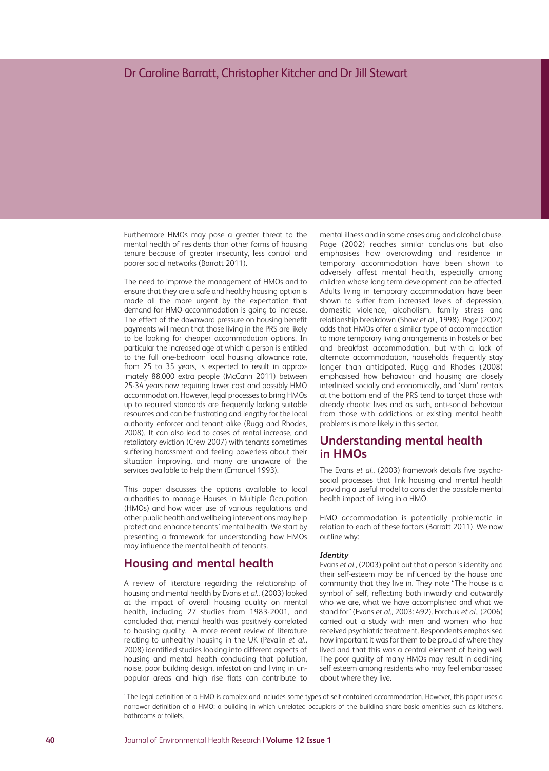Dr Caroline Barratt, Christopher Kitcher and Dr Jill Stewart

Furthermore HMOs may pose a greater threat to the mental health of residents than other forms of housing tenure because of greater insecurity, less control and poorer social networks (Barratt 2011).

The need to improve the management of HMOs and to ensure that they are a safe and healthy housing option is made all the more urgent by the expectation that demand for HMO accommodation is going to increase. The effect of the downward pressure on housing benefit payments will mean that those living in the PRS are likely to be looking for cheaper accommodation options. In particular the increased age at which a person is entitled to the full one-bedroom local housing allowance rate, from 25 to 35 years, is expected to result in approximately 88,000 extra people (McCann 2011) between 25-34 years now requiring lower cost and possibly HMO accommodation. However, legal processes to bring HMOs up to required standards are frequently lacking suitable resources and can be frustrating and lengthy for the local authority enforcer and tenant alike (Rugg and Rhodes, 2008). It can also lead to cases of rental increase, and retaliatory eviction (Crew 2007) with tenants sometimes suffering harassment and feeling powerless about their situation improving, and many are unaware of the services available to help them (Emanuel 1993).

This paper discusses the options available to local authorities to manage Houses in Multiple Occupation (HMOs) and how wider use of various regulations and other public health and wellbeing interventions may help protect and enhance tenants' mental health. We start by presenting a framework for understanding how HMOs may influence the mental health of tenants.

## Housing and mental health

A review of literature regarding the relationship of housing and mental health by Evans *et al.*, (2003) looked at the impact of overall housing quality on mental health, including 27 studies from 1983-2001, and concluded that mental health was positively correlated to housing quality. A more recent review of literature relating to unhealthy housing in the UK (Pevalin *et al.*, 2008) identified studies looking into different aspects of housing and mental health concluding that pollution, noise, poor building design, infestation and living in unpopular areas and high rise flats can contribute to mental illness and in some cases drug and alcohol abuse. Page (2002) reaches similar conclusions but also emphasises how overcrowding and residence in temporary accommodation have been shown to adversely affest mental health, especially among children whose long term development can be affected. Adults living in temporary accommodation have been shown to suffer from increased levels of depression, domestic violence, alcoholism, family stress and relationship breakdown (Shaw *et al*., 1998). Page (2002) adds that HMOs offer a similar type of accommodation to more temporary living arrangements in hostels or bed and breakfast accommodation, but with a lack of alternate accommodation, households frequently stay longer than anticipated. Rugg and Rhodes (2008) emphasised how behaviour and housing are closely interlinked socially and economically, and 'slum' rentals at the bottom end of the PRS tend to target those with already chaotic lives and as such, anti-social behaviour from those with addictions or existing mental health problems is more likely in this sector.

## Understanding mental health in HMOs

The Evans *et al*., (2003) framework details five psychosocial processes that link housing and mental health providing a useful model to consider the possible mental health impact of living in a HMO.

HMO accommodation is potentially problematic in relation to each of these factors (Barratt 2011). We now outline why:

### *Identity*

Evans *et al*., (2003) point out that a person's identity and their self-esteem may be influenced by the house and community that they live in. They note "The house is a symbol of self, reflecting both inwardly and outwardly who we are, what we have accomplished and what we stand for" (Evans *et al*., 2003: 492). Forchuk *et al*., (2006) carried out a study with men and women who had received psychiatric treatment. Respondents emphasised how important it was for them to be proud of where they lived and that this was a central element of being well. The poor quality of many HMOs may result in declining self esteem among residents who may feel embarrassed about where they live.

[1] The legal definition of a HMO is complex and includes some types of self-contained accommodation. However, this paper uses a narrower definition of a HMO: a building in which unrelated occupiers of the building share basic amenities such as kitchens, bathrooms or toilets.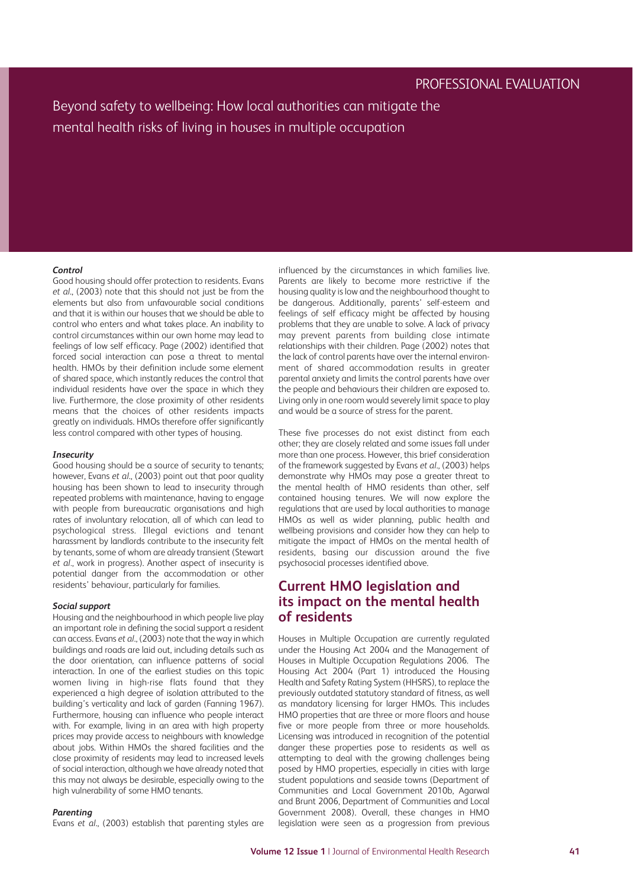### *Control*

Good housing should offer protection to residents. Evans *et al*., (2003) note that this should not just be from the elements but also from unfavourable social conditions and that it is within our houses that we should be able to control who enters and what takes place. An inability to control circumstances within our own home may lead to feelings of low self efficacy. Page (2002) identified that forced social interaction can pose a threat to mental health. HMOs by their definition include some element of shared space, which instantly reduces the control that individual residents have over the space in which they live. Furthermore, the close proximity of other residents means that the choices of other residents impacts greatly on individuals. HMOs therefore offer significantly less control compared with other types of housing.

### *Insecurity*

Good housing should be a source of security to tenants; however, Evans *et al*., (2003) point out that poor quality housing has been shown to lead to insecurity through repeated problems with maintenance, having to engage with people from bureaucratic organisations and high rates of involuntary relocation, all of which can lead to psychological stress. Illegal evictions and tenant harassment by landlords contribute to the insecurity felt by tenants, some of whom are already transient (Stewart *et al*., work in progress). Another aspect of insecurity is potential danger from the accommodation or other residents' behaviour, particularly for families.

### *Social support*

Housing and the neighbourhood in which people live play an important role in defining the social support a resident can access. Evans *et al*., (2003) note that the way in which buildings and roads are laid out, including details such as the door orientation, can influence patterns of social interaction. In one of the earliest studies on this topic women living in high-rise flats found that they experienced a high degree of isolation attributed to the building's verticality and lack of garden (Fanning 1967). Furthermore, housing can influence who people interact with. For example, living in an area with high property prices may provide access to neighbours with knowledge about jobs. Within HMOs the shared facilities and the close proximity of residents may lead to increased levels of social interaction, although we have already noted that this may not always be desirable, especially owing to the high vulnerability of some HMO tenants.

### *Parenting*

Evans *et al*., (2003) establish that parenting styles are influenced by the circumstances in which families live. Parents are likely to become more restrictive if the housing quality is low and the neighbourhood thought to be dangerous. Additionally, parents' self-esteem and feelings of self efficacy might be affected by housing problems that they are unable to solve. A lack of privacy may prevent parents from building close intimate relationships with their children. Page (2002) notes that the lack of control parents have over the internal environment of shared accommodation results in greater parental anxiety and limits the control parents have over the people and behaviours their children are exposed to. Living only in one room would severely limit space to play and would be a source of stress for the parent.

These five processes do not exist distinct from each other; they are closely related and some issues fall under more than one process. However, this brief consideration of the framework suggested by Evans *et al*., (2003) helps demonstrate why HMOs may pose a greater threat to the mental health of HMO residents than other, self contained housing tenures. We will now explore the regulations that are used by local authorities to manage HMOs as well as wider planning, public health and wellbeing provisions and consider how they can help to mitigate the impact of HMOs on the mental health of residents, basing our discussion around the five psychosocial processes identified above.

## Current HMO legislation and its impact on the mental health of residents

Houses in Multiple Occupation are currently regulated under the Housing Act 2004 and the Management of Houses in Multiple Occupation Regulations 2006. The Housing Act 2004 (Part 1) introduced the Housing Health and Safety Rating System (HHSRS), to replace the previously outdated statutory standard of fitness, as well as mandatory licensing for larger HMOs. This includes HMO properties that are three or more floors and house five or more people from three or more households. Licensing was introduced in recognition of the potential danger these properties pose to residents as well as attempting to deal with the growing challenges being posed by HMO properties, especially in cities with large student populations and seaside towns (Department of Communities and Local Government 2010b, Agarwal and Brunt 2006, Department of Communities and Local Government 2008). Overall, these changes in HMO legislation were seen as a progression from previous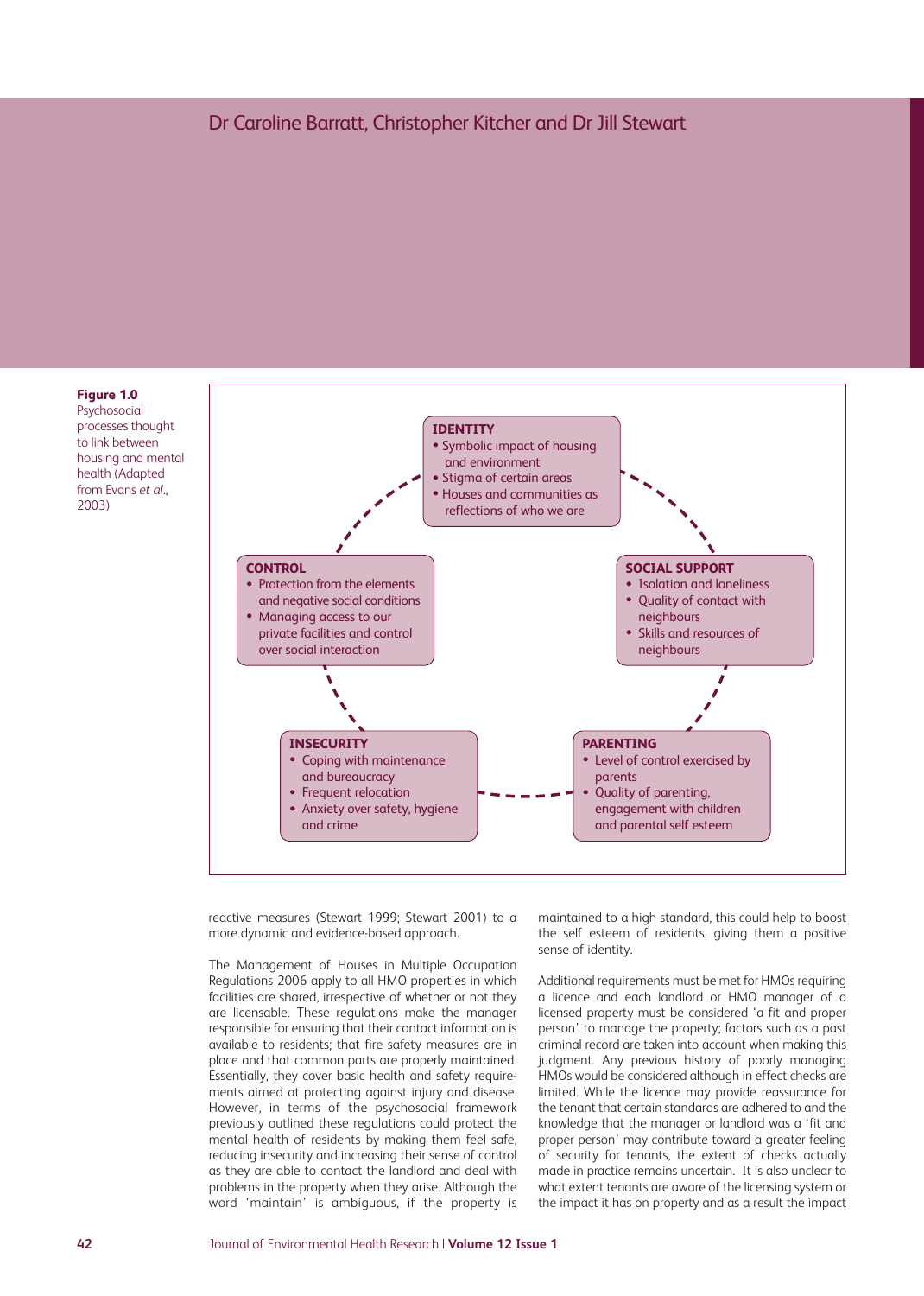**Figure 1.0** Psychosocial processes thought to link between housing and mental health (Adapted from Evans *et al.*, 2003)

**IDENTITY**
- Symbolic impact of housing and environment
- Stigma of certain areas
- Houses and communities as reflections of who we are

**SOCIAL SUPPORT**
- Isolation and loneliness
- Quality of contact with neighbours
- Skills and resources of neighbours

**PARENTING**
- Level of control exercised by parents
- Quality of parenting, engagement with children and parental self esteem

**INSECURITY**
- Coping with maintenance and bureaucracy
- Frequent relocation
- Anxiety over safety, hygiene and crime

**CONTROL**
- Protection from the elements and negative social conditions
- Managing access to our private facilities and control over social interaction

reactive measures (Stewart 1999; Stewart 2001) to a more dynamic and evidence-based approach.

The Management of Houses in Multiple Occupation Regulations 2006 apply to all HMO properties in which facilities are shared, irrespective of whether or not they are licensable. These regulations make the manager responsible for ensuring that their contact information is available to residents; that fire safety measures are in place and that common parts are properly maintained. Essentially, they cover basic health and safety requirements aimed at protecting against injury and disease. However, in terms of the psychosocial framework previously outlined these regulations could protect the mental health of residents by making them feel safe, reducing insecurity and increasing their sense of control as they are able to contact the landlord and deal with problems in the property when they arise. Although the word 'maintain' is ambiguous, if the property is maintained to a high standard, this could help to boost the self esteem of residents, giving them a positive sense of identity.

Additional requirements must be met for HMOs requiring a licence and each landlord or HMO manager of a licensed property must be considered 'a fit and proper person' to manage the property; factors such as a past criminal record are taken into account when making this judgment. Any previous history of poorly managing HMOs would be considered although in effect checks are limited. While the licence may provide reassurance for the tenant that certain standards are adhered to and the knowledge that the manager or landlord was a 'fit and proper person' may contribute toward a greater feeling of security for tenants, the extent of checks actually made in practice remains uncertain. It is also unclear to what extent tenants are aware of the licensing system or the impact it has on property and as a result the impact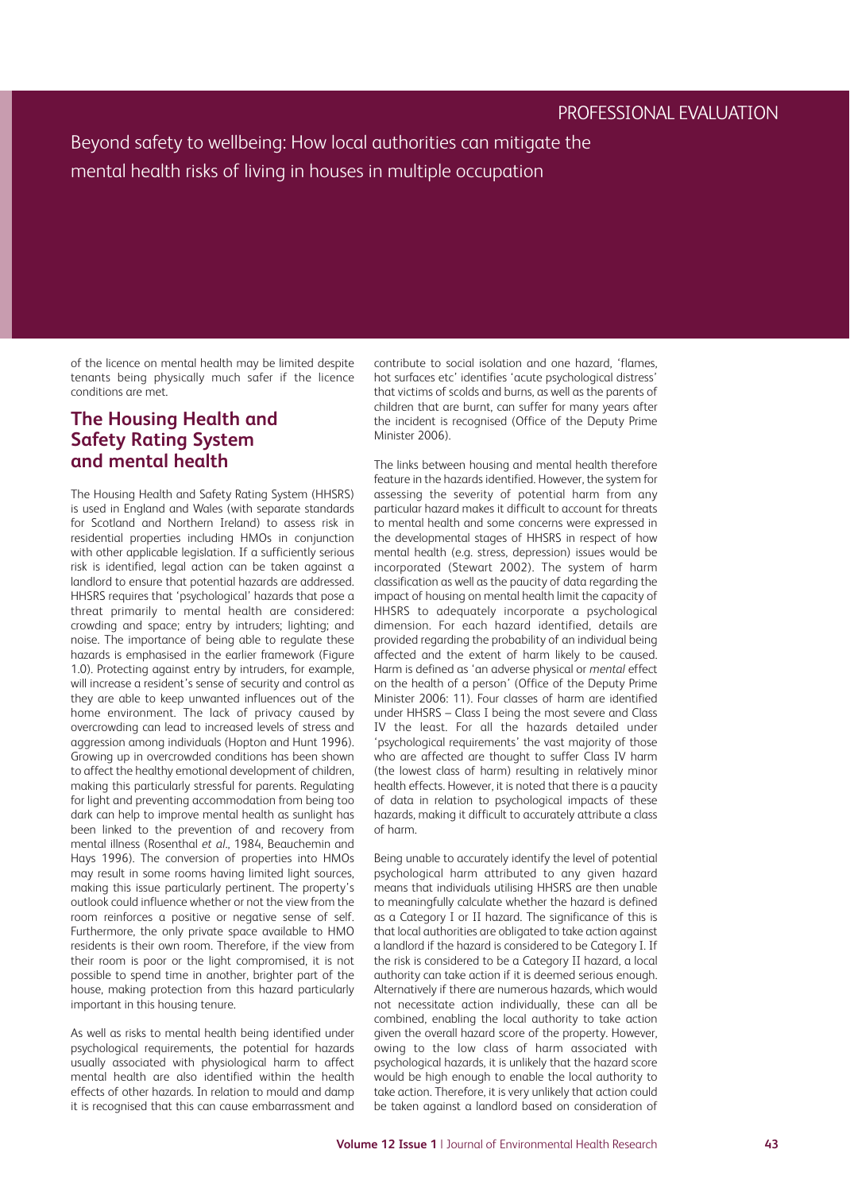of the licence on mental health may be limited despite tenants being physically much safer if the licence conditions are met.

## The Housing Health and Safety Rating System and mental health

The Housing Health and Safety Rating System (HHSRS) is used in England and Wales (with separate standards for Scotland and Northern Ireland) to assess risk in residential properties including HMOs in conjunction with other applicable legislation. If a sufficiently serious risk is identified, legal action can be taken against a landlord to ensure that potential hazards are addressed. HHSRS requires that 'psychological' hazards that pose a threat primarily to mental health are considered: crowding and space; entry by intruders; lighting; and noise. The importance of being able to regulate these hazards is emphasised in the earlier framework (Figure 1.0). Protecting against entry by intruders, for example, will increase a resident's sense of security and control as they are able to keep unwanted influences out of the home environment. The lack of privacy caused by overcrowding can lead to increased levels of stress and aggression among individuals (Hopton and Hunt 1996). Growing up in overcrowded conditions has been shown to affect the healthy emotional development of children, making this particularly stressful for parents. Regulating for light and preventing accommodation from being too dark can help to improve mental health as sunlight has been linked to the prevention of and recovery from mental illness (Rosenthal *et al*., 1984, Beauchemin and Hays 1996). The conversion of properties into HMOs may result in some rooms having limited light sources, making this issue particularly pertinent. The property's outlook could influence whether or not the view from the room reinforces a positive or negative sense of self. Furthermore, the only private space available to HMO residents is their own room. Therefore, if the view from their room is poor or the light compromised, it is not possible to spend time in another, brighter part of the house, making protection from this hazard particularly important in this housing tenure.

As well as risks to mental health being identified under psychological requirements, the potential for hazards usually associated with physiological harm to affect mental health are also identified within the health effects of other hazards. In relation to mould and damp it is recognised that this can cause embarrassment and contribute to social isolation and one hazard, 'flames, hot surfaces etc' identifies 'acute psychological distress' that victims of scolds and burns, as well as the parents of children that are burnt, can suffer for many years after the incident is recognised (Office of the Deputy Prime Minister 2006).

The links between housing and mental health therefore feature in the hazards identified. However, the system for assessing the severity of potential harm from any particular hazard makes it difficult to account for threats to mental health and some concerns were expressed in the developmental stages of HHSRS in respect of how mental health (e.g. stress, depression) issues would be incorporated (Stewart 2002). The system of harm classification as well as the paucity of data regarding the impact of housing on mental health limit the capacity of HHSRS to adequately incorporate a psychological dimension. For each hazard identified, details are provided regarding the probability of an individual being affected and the extent of harm likely to be caused. Harm is defined as 'an adverse physical or *mental* effect on the health of a person' (Office of the Deputy Prime Minister 2006: 11). Four classes of harm are identified under HHSRS – Class I being the most severe and Class IV the least. For all the hazards detailed under 'psychological requirements' the vast majority of those who are affected are thought to suffer Class IV harm (the lowest class of harm) resulting in relatively minor health effects. However, it is noted that there is a paucity of data in relation to psychological impacts of these hazards, making it difficult to accurately attribute a class of harm.

Being unable to accurately identify the level of potential psychological harm attributed to any given hazard means that individuals utilising HHSRS are then unable to meaningfully calculate whether the hazard is defined as a Category I or II hazard. The significance of this is that local authorities are obligated to take action against a landlord if the hazard is considered to be Category I. If the risk is considered to be a Category II hazard, a local authority can take action if it is deemed serious enough. Alternatively if there are numerous hazards, which would not necessitate action individually, these can all be combined, enabling the local authority to take action given the overall hazard score of the property. However, owing to the low class of harm associated with psychological hazards, it is unlikely that the hazard score would be high enough to enable the local authority to take action. Therefore, it is very unlikely that action could be taken against a landlord based on consideration of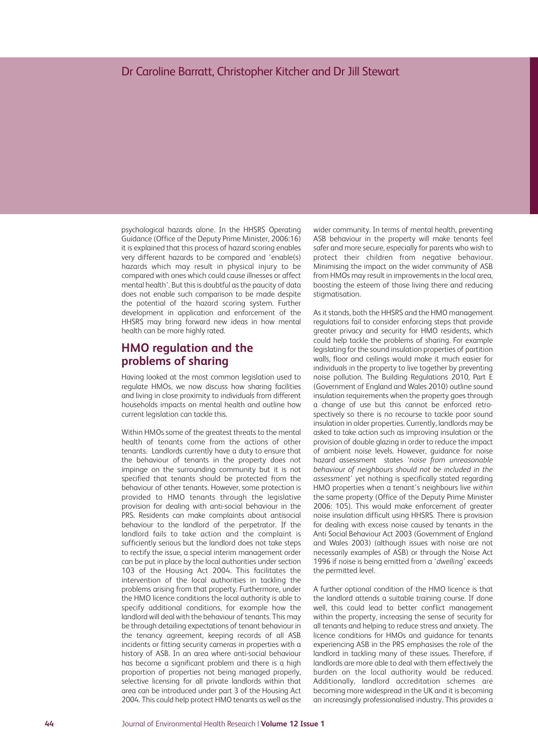psychological hazards alone. In the HHSRS Operating Guidance (Office of the Deputy Prime Minister, 2006:16) it is explained that this process of hazard scoring enables very different hazards to be compared and 'enable(s) hazards which may result in physical injury to be compared with ones which could cause illnesses or affect mental health'. But this is doubtful as the paucity of data does not enable such comparison to be made despite the potential of the hazard scoring system. Further development in application and enforcement of the HHSRS may bring forward new ideas in how mental health can be more highly rated.

## HMO regulation and the problems of sharing

Having looked at the most common legislation used to regulate HMOs, we now discuss how sharing facilities and living in close proximity to individuals from different households impacts on mental health and outline how current legislation can tackle this.

Within HMOs some of the greatest threats to the mental health of tenants come from the actions of other tenants. Landlords currently have a duty to ensure that the behaviour of tenants in the property does not impinge on the surrounding community but it is not specified that tenants should be protected from the behaviour of other tenants. However, some protection is provided to HMO tenants through the legislative provision for dealing with anti-social behaviour in the PRS. Residents can make complaints about antisocial behaviour to the landlord of the perpetrator. If the landlord fails to take action and the complaint is sufficiently serious but the landlord does not take steps to rectify the issue, a special interim management order can be put in place by the local authorities under section 103 of the Housing Act 2004. This facilitates the intervention of the local authorities in tackling the problems arising from that property. Furthermore, under the HMO licence conditions the local authority is able to specify additional conditions, for example how the landlord will deal with the behaviour of tenants. This may be through detailing expectations of tenant behaviour in the tenancy agreement, keeping records of all ASB incidents or fitting security cameras in properties with a history of ASB. In an area where anti-social behaviour has become a significant problem and there is a high proportion of properties not being managed properly, selective licensing for all private landlords within that area can be introduced under part 3 of the Housing Act 2004. This could help protect HMO tenants as well as the wider community. In terms of mental health, preventing ASB behaviour in the property will make tenants feel safer and more secure, especially for parents who wish to protect their children from negative behaviour. Minimising the impact on the wider community of ASB from HMOs may result in improvements in the local area, boosting the esteem of those living there and reducing stigmatisation.

As it stands, both the HHSRS and the HMO management regulations fail to consider enforcing steps that provide greater privacy and security for HMO residents, which could help tackle the problems of sharing. For example legislating for the sound insulation properties of partition walls, floor and ceilings would make it much easier for individuals in the property to live together by preventing noise pollution. The Building Regulations 2010, Part E (Government of England and Wales 2010) outline sound insulation requirements when the property goes through a change of use but this cannot be enforced retrospectively so there is no recourse to tackle poor sound insulation in older properties. Currently, landlords may be asked to take action such as improving insulation or the provision of double glazing in order to reduce the impact of ambient noise levels. However, guidance for noise hazard assessment states '*noise from unreasonable behaviour of neighbours should not be included in the assessment*' yet nothing is specifically stated regarding HMO properties when a tenant's neighbours live *within* the same property (Office of the Deputy Prime Minister 2006: 105). This would make enforcement of greater noise insulation difficult using HHSRS. There is provision for dealing with excess noise caused by tenants in the Anti Social Behaviour Act 2003 (Government of England and Wales 2003) (although issues with noise are not necessarily examples of ASB) or through the Noise Act 1996 if noise is being emitted from a '*dwelling*' exceeds the permitted level.

A further optional condition of the HMO licence is that the landlord attends a suitable training course. If done well, this could lead to better conflict management within the property, increasing the sense of security for all tenants and helping to reduce stress and anxiety. The licence conditions for HMOs and guidance for tenants experiencing ASB in the PRS emphasises the role of the landlord in tackling many of these issues. Therefore, if landlords are more able to deal with them effectively the burden on the local authority would be reduced. Additionally, landlord accreditation schemes are becoming more widespread in the UK and it is becoming an increasingly professionalised industry. This provides a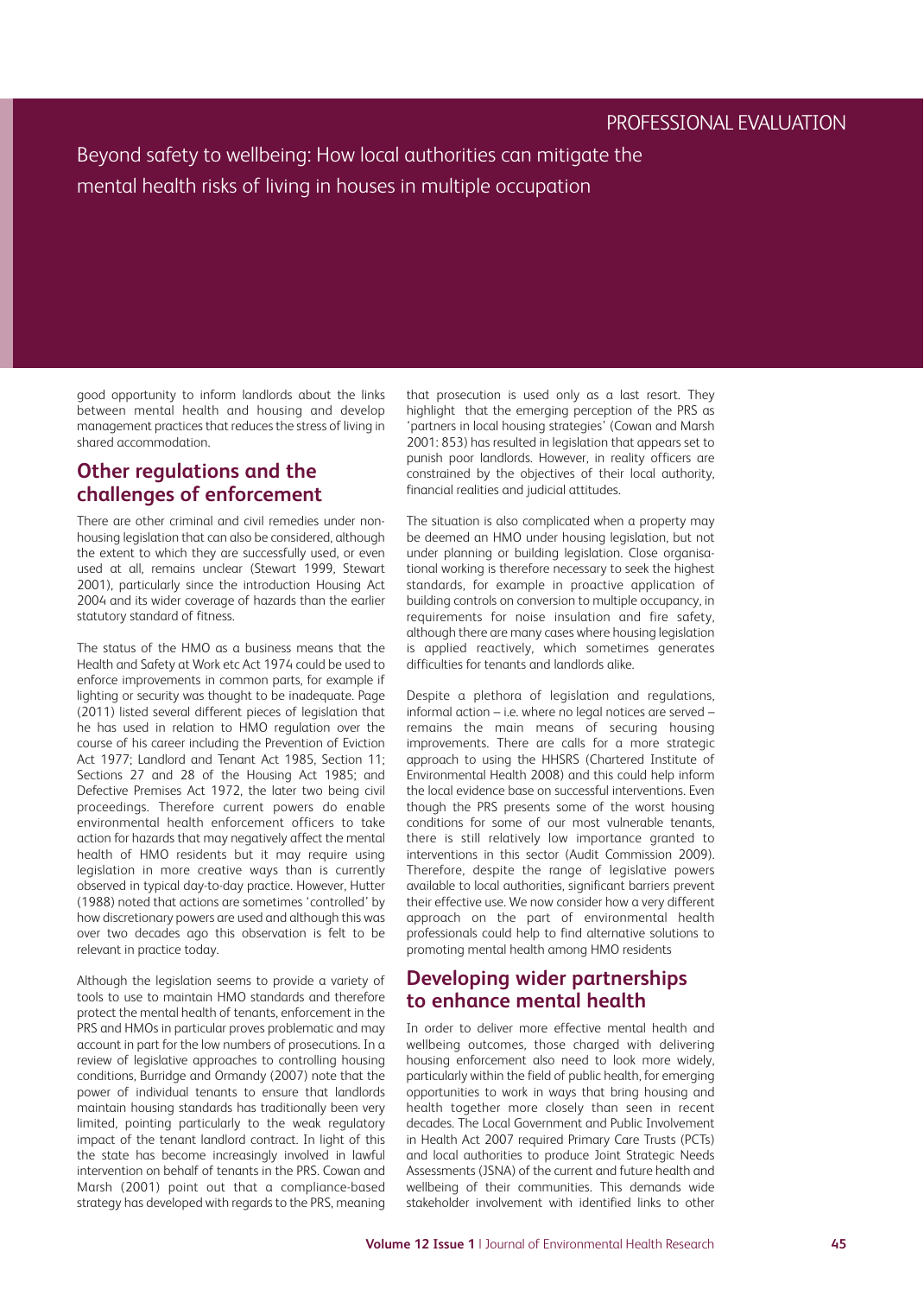good opportunity to inform landlords about the links between mental health and housing and develop management practices that reduces the stress of living in shared accommodation.

## Other regulations and the challenges of enforcement

There are other criminal and civil remedies under non-housing legislation that can also be considered, although the extent to which they are successfully used, or even used at all, remains unclear (Stewart 1999, Stewart 2001), particularly since the introduction Housing Act 2004 and its wider coverage of hazards than the earlier statutory standard of fitness.

The status of the HMO as a business means that the Health and Safety at Work etc Act 1974 could be used to enforce improvements in common parts, for example if lighting or security was thought to be inadequate. Page (2011) listed several different pieces of legislation that he has used in relation to HMO regulation over the course of his career including the Prevention of Eviction Act 1977; Landlord and Tenant Act 1985, Section 11; Sections 27 and 28 of the Housing Act 1985; and Defective Premises Act 1972, the later two being civil proceedings. Therefore current powers do enable environmental health enforcement officers to take action for hazards that may negatively affect the mental health of HMO residents but it may require using legislation in more creative ways than is currently observed in typical day-to-day practice. However, Hutter (1988) noted that actions are sometimes 'controlled' by how discretionary powers are used and although this was over two decades ago this observation is felt to be relevant in practice today.

Although the legislation seems to provide a variety of tools to use to maintain HMO standards and therefore protect the mental health of tenants, enforcement in the PRS and HMOs in particular proves problematic and may account in part for the low numbers of prosecutions. In a review of legislative approaches to controlling housing conditions, Burridge and Ormandy (2007) note that the power of individual tenants to ensure that landlords maintain housing standards has traditionally been very limited, pointing particularly to the weak regulatory impact of the tenant landlord contract. In light of this the state has become increasingly involved in lawful intervention on behalf of tenants in the PRS. Cowan and Marsh (2001) point out that a compliance-based strategy has developed with regards to the PRS, meaning that prosecution is used only as a last resort. They highlight that the emerging perception of the PRS as 'partners in local housing strategies' (Cowan and Marsh 2001: 853) has resulted in legislation that appears set to punish poor landlords. However, in reality officers are constrained by the objectives of their local authority, financial realities and judicial attitudes.

The situation is also complicated when a property may be deemed an HMO under housing legislation, but not under planning or building legislation. Close organisational working is therefore necessary to seek the highest standards, for example in proactive application of building controls on conversion to multiple occupancy, in requirements for noise insulation and fire safety, although there are many cases where housing legislation is applied reactively, which sometimes generates difficulties for tenants and landlords alike.

Despite a plethora of legislation and regulations, informal action – i.e. where no legal notices are served – remains the main means of securing housing improvements. There are calls for a more strategic approach to using the HHSRS (Chartered Institute of Environmental Health 2008) and this could help inform the local evidence base on successful interventions. Even though the PRS presents some of the worst housing conditions for some of our most vulnerable tenants, there is still relatively low importance granted to interventions in this sector (Audit Commission 2009). Therefore, despite the range of legislative powers available to local authorities, significant barriers prevent their effective use. We now consider how a very different approach on the part of environmental health professionals could help to find alternative solutions to promoting mental health among HMO residents

## Developing wider partnerships to enhance mental health

In order to deliver more effective mental health and wellbeing outcomes, those charged with delivering housing enforcement also need to look more widely, particularly within the field of public health, for emerging opportunities to work in ways that bring housing and health together more closely than seen in recent decades. The Local Government and Public Involvement in Health Act 2007 required Primary Care Trusts (PCTs) and local authorities to produce Joint Strategic Needs Assessments (JSNA) of the current and future health and wellbeing of their communities. This demands wide stakeholder involvement with identified links to other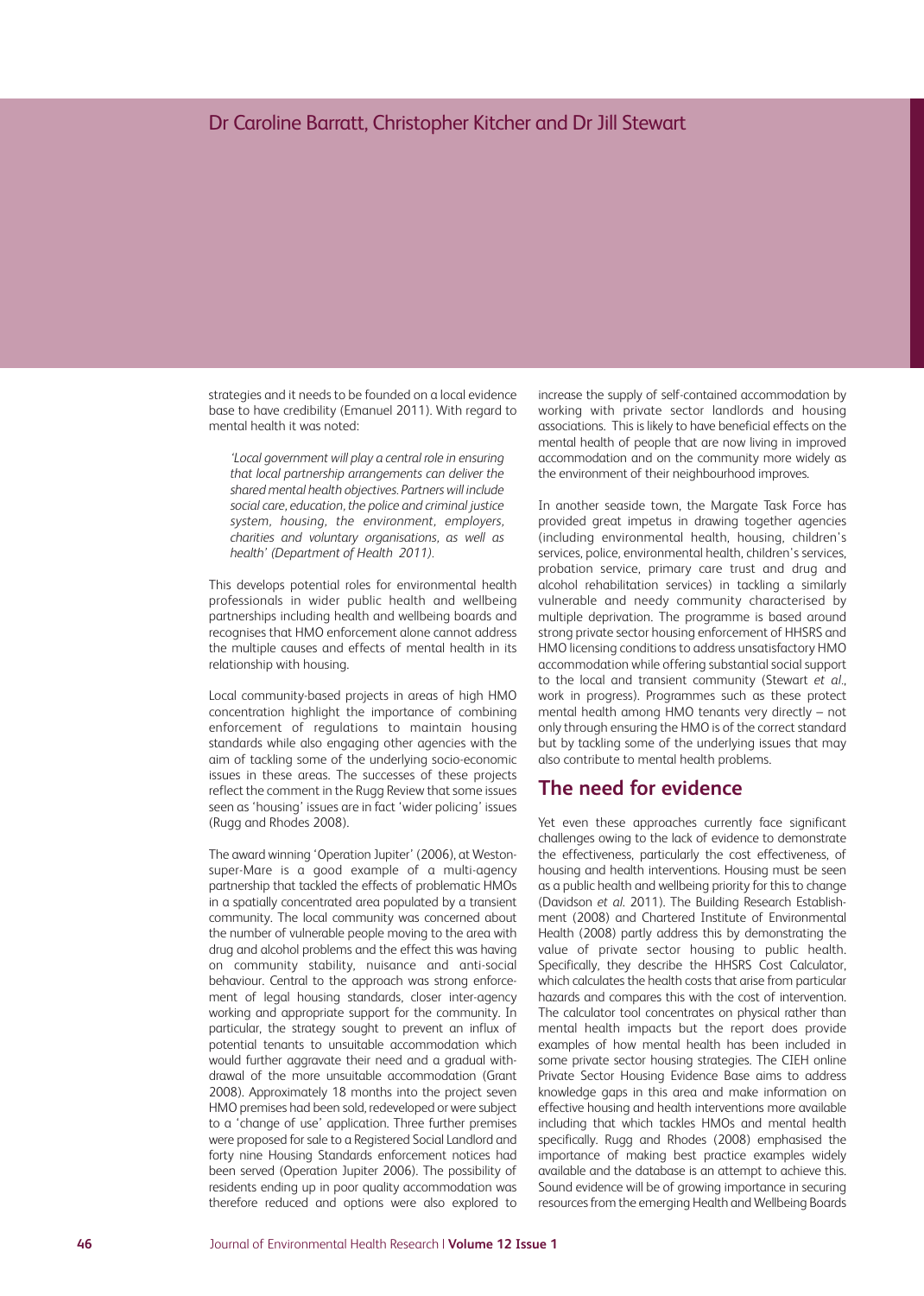strategies and it needs to be founded on a local evidence base to have credibility (Emanuel 2011). With regard to mental health it was noted:

> *'Local government will play a central role in ensuring that local partnership arrangements can deliver the shared mental health objectives. Partners will include social care, education, the police and criminal justice system, housing, the environment, employers, charities and voluntary organisations, as well as health' (Department of Health 2011).*

This develops potential roles for environmental health professionals in wider public health and wellbeing partnerships including health and wellbeing boards and recognises that HMO enforcement alone cannot address the multiple causes and effects of mental health in its relationship with housing.

Local community-based projects in areas of high HMO concentration highlight the importance of combining enforcement of regulations to maintain housing standards while also engaging other agencies with the aim of tackling some of the underlying socio-economic issues in these areas. The successes of these projects reflect the comment in the Rugg Review that some issues seen as 'housing' issues are in fact 'wider policing' issues (Rugg and Rhodes 2008).

The award winning 'Operation Jupiter' (2006), at Weston-super-Mare is a good example of a multi-agency partnership that tackled the effects of problematic HMOs in a spatially concentrated area populated by a transient community. The local community was concerned about the number of vulnerable people moving to the area with drug and alcohol problems and the effect this was having on community stability, nuisance and anti-social behaviour. Central to the approach was strong enforcement of legal housing standards, closer inter-agency working and appropriate support for the community. In particular, the strategy sought to prevent an influx of potential tenants to unsuitable accommodation which would further aggravate their need and a gradual withdrawal of the more unsuitable accommodation (Grant 2008). Approximately 18 months into the project seven HMO premises had been sold, redeveloped or were subject to a 'change of use' application. Three further premises were proposed for sale to a Registered Social Landlord and forty nine Housing Standards enforcement notices had been served (Operation Jupiter 2006). The possibility of residents ending up in poor quality accommodation was therefore reduced and options were also explored to increase the supply of self-contained accommodation by working with private sector landlords and housing associations. This is likely to have beneficial effects on the mental health of people that are now living in improved accommodation and on the community more widely as the environment of their neighbourhood improves.

In another seaside town, the Margate Task Force has provided great impetus in drawing together agencies (including environmental health, housing, children's services, police, environmental health, children's services, probation service, primary care trust and drug and alcohol rehabilitation services) in tackling a similarly vulnerable and needy community characterised by multiple deprivation. The programme is based around strong private sector housing enforcement of HHSRS and HMO licensing conditions to address unsatisfactory HMO accommodation while offering substantial social support to the local and transient community (Stewart *et al*., work in progress). Programmes such as these protect mental health among HMO tenants very directly – not only through ensuring the HMO is of the correct standard but by tackling some of the underlying issues that may also contribute to mental health problems.

## The need for evidence

Yet even these approaches currently face significant challenges owing to the lack of evidence to demonstrate the effectiveness, particularly the cost effectiveness, of housing and health interventions. Housing must be seen as a public health and wellbeing priority for this to change (Davidson *et al*. 2011). The Building Research Establishment (2008) and Chartered Institute of Environmental Health (2008) partly address this by demonstrating the value of private sector housing to public health. Specifically, they describe the HHSRS Cost Calculator, which calculates the health costs that arise from particular hazards and compares this with the cost of intervention. The calculator tool concentrates on physical rather than mental health impacts but the report does provide examples of how mental health has been included in some private sector housing strategies. The CIEH online Private Sector Housing Evidence Base aims to address knowledge gaps in this area and make information on effective housing and health interventions more available including that which tackles HMOs and mental health specifically. Rugg and Rhodes (2008) emphasised the importance of making best practice examples widely available and the database is an attempt to achieve this. Sound evidence will be of growing importance in securing resources from the emerging Health and Wellbeing Boards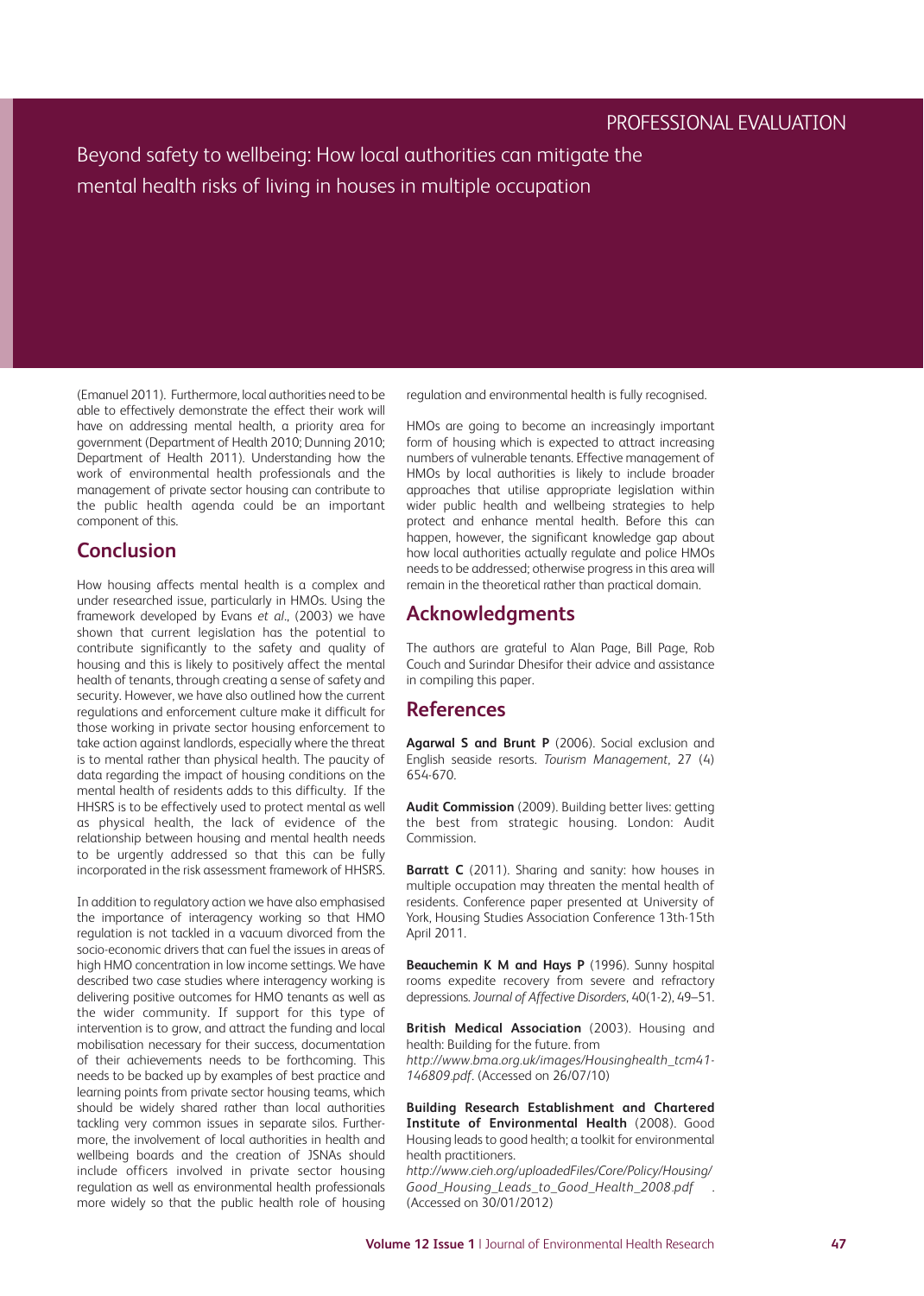(Emanuel 2011). Furthermore, local authorities need to be able to effectively demonstrate the effect their work will have on addressing mental health, a priority area for government (Department of Health 2010; Dunning 2010; Department of Health 2011). Understanding how the work of environmental health professionals and the management of private sector housing can contribute to the public health agenda could be an important component of this.

## Conclusion

How housing affects mental health is a complex and under researched issue, particularly in HMOs. Using the framework developed by Evans *et al*., (2003) we have shown that current legislation has the potential to contribute significantly to the safety and quality of housing and this is likely to positively affect the mental health of tenants, through creating a sense of safety and security. However, we have also outlined how the current regulations and enforcement culture make it difficult for those working in private sector housing enforcement to take action against landlords, especially where the threat is to mental rather than physical health. The paucity of data regarding the impact of housing conditions on the mental health of residents adds to this difficulty. If the HHSRS is to be effectively used to protect mental as well as physical health, the lack of evidence of the relationship between housing and mental health needs to be urgently addressed so that this can be fully incorporated in the risk assessment framework of HHSRS.

In addition to regulatory action we have also emphasised the importance of interagency working so that HMO regulation is not tackled in a vacuum divorced from the socio-economic drivers that can fuel the issues in areas of high HMO concentration in low income settings. We have described two case studies where interagency working is delivering positive outcomes for HMO tenants as well as the wider community. If support for this type of intervention is to grow, and attract the funding and local mobilisation necessary for their success, documentation of their achievements needs to be forthcoming. This needs to be backed up by examples of best practice and learning points from private sector housing teams, which should be widely shared rather than local authorities tackling very common issues in separate silos. Furthermore, the involvement of local authorities in health and wellbeing boards and the creation of JSNAs should include officers involved in private sector housing regulation as well as environmental health professionals more widely so that the public health role of housing regulation and environmental health is fully recognised.

HMOs are going to become an increasingly important form of housing which is expected to attract increasing numbers of vulnerable tenants. Effective management of HMOs by local authorities is likely to include broader approaches that utilise appropriate legislation within wider public health and wellbeing strategies to help protect and enhance mental health. Before this can happen, however, the significant knowledge gap about how local authorities actually regulate and police HMOs needs to be addressed; otherwise progress in this area will remain in the theoretical rather than practical domain.

## Acknowledgments

The authors are grateful to Alan Page, Bill Page, Rob Couch and Surindar Dhesifor their advice and assistance in compiling this paper.

## References

**Agarwal S and Brunt P** (2006). Social exclusion and English seaside resorts. *Tourism Management*, 27 (4) 654-670.

**Audit Commission** (2009). Building better lives: getting the best from strategic housing. London: Audit Commission.

**Barratt C** (2011). Sharing and sanity: how houses in multiple occupation may threaten the mental health of residents. Conference paper presented at University of York, Housing Studies Association Conference 13th-15th April 2011.

**Beauchemin K M and Hays P** (1996). Sunny hospital rooms expedite recovery from severe and refractory depressions. *Journal of Affective Disorders*, 40(1-2), 49–51.

**British Medical Association** (2003). Housing and health: Building for the future. from *http://www.bma.org.uk/images/Housinghealth_tcm41-146809.pdf*. (Accessed on 26/07/10)

**Building Research Establishment and Chartered Institute of Environmental Health** (2008). Good Housing leads to good health; a toolkit for environmental health practitioners. *http://www.cieh.org/uploadedFiles/Core/Policy/Housing/Good_Housing_Leads_to_Good_Health_2008.pdf* . (Accessed on 30/01/2012)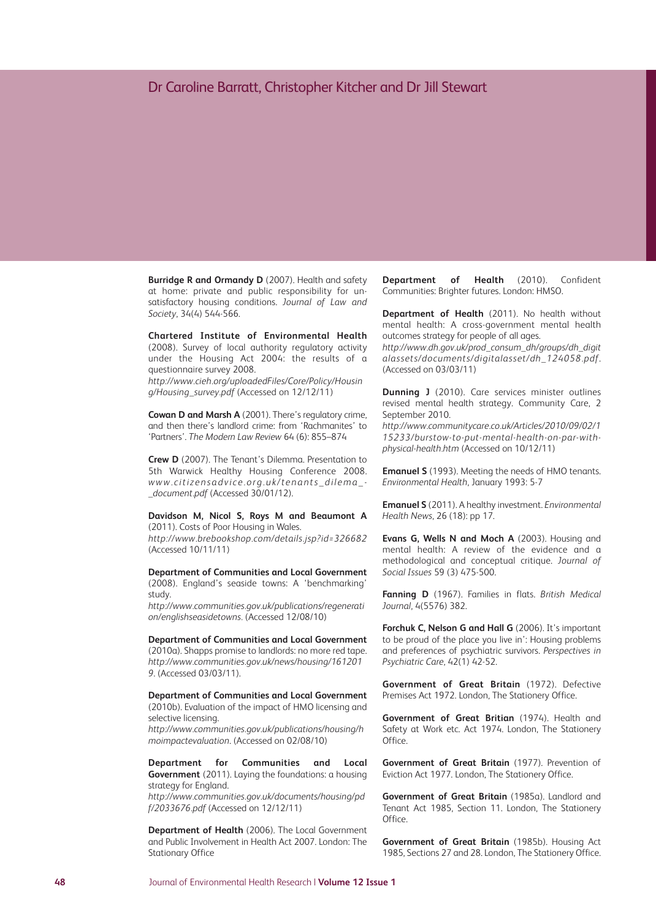**Burridge R and Ormandy D** (2007). Health and safety at home: private and public responsibility for unsatisfactory housing conditions. *Journal of Law and Society*, 34(4) 544-566.

**Chartered Institute of Environmental Health** (2008). Survey of local authority regulatory activity under the Housing Act 2004: the results of a questionnaire survey 2008. *http://www.cieh.org/uploadedFiles/Core/Policy/Housing/Housing_survey.pdf* (Accessed on 12/12/11)

**Cowan D and Marsh A** (2001). There's regulatory crime, and then there's landlord crime: from 'Rachmanites' to 'Partners'. *The Modern Law Review* 64 (6): 855–874

**Crew D** (2007). The Tenant's Dilemma. Presentation to 5th Warwick Healthy Housing Conference 2008. *www.citizensadvice.org.uk/tenants_dilema_-_document.pdf* (Accessed 30/01/12).

**Davidson M, Nicol S, Roys M and Beaumont A** (2011). Costs of Poor Housing in Wales. *http://www.brebookshop.com/details.jsp?id=326682* (Accessed 10/11/11)

**Department of Communities and Local Government** (2008). England's seaside towns: A 'benchmarking' study. *http://www.communities.gov.uk/publications/regeneration/englishseasidetowns.* (Accessed 12/08/10)

**Department of Communities and Local Government** (2010a). Shapps promise to landlords: no more red tape. *http://www.communities.gov.uk/news/housing/1612019*. (Accessed 03/03/11).

**Department of Communities and Local Government** (2010b). Evaluation of the impact of HMO licensing and selective licensing. *http://www.communities.gov.uk/publications/housing/hmoimpactevaluation*. (Accessed on 02/08/10)

**Department for Communities and Local Government** (2011). Laying the foundations: a housing strategy for England. *http://www.communities.gov.uk/documents/housing/pdf/2033676.pdf* (Accessed on 12/12/11)

**Department of Health** (2006). The Local Government and Public Involvement in Health Act 2007. London: The Stationary Office

**Department of Health** (2010). Confident Communities: Brighter futures. London: HMSO.

**Department of Health** (2011). No health without mental health: A cross-government mental health outcomes strategy for people of all ages. *http://www.dh.gov.uk/prod_consum_dh/groups/dh_digitalassets/documents/digitalasset/dh_124058.pdf*. (Accessed on 03/03/11)

**Dunning J** (2010). Care services minister outlines revised mental health strategy. Community Care, 2 September 2010. *http://www.communitycare.co.uk/Articles/2010/09/02/115233/burstow-to-put-mental-health-on-par-with-physical-health.htm* (Accessed on 10/12/11)

**Emanuel S** (1993). Meeting the needs of HMO tenants. *Environmental Health*, January 1993: 5-7

**Emanuel S** (2011). A healthy investment. *Environmental Health News*, 26 (18): pp 17.

**Evans G, Wells N and Moch A** (2003). Housing and mental health: A review of the evidence and a methodological and conceptual critique. *Journal of Social Issues* 59 (3) 475-500.

**Fanning D** (1967). Families in flats. *British Medical Journal*, 4(5576) 382.

**Forchuk C, Nelson G and Hall G** (2006). It's important to be proud of the place you live in': Housing problems and preferences of psychiatric survivors. *Perspectives in Psychiatric Care*, 42(1) 42-52.

**Government of Great Britain** (1972). Defective Premises Act 1972. London, The Stationery Office.

**Government of Great Britian** (1974). Health and Safety at Work etc. Act 1974. London, The Stationery Office.

**Government of Great Britain** (1977). Prevention of Eviction Act 1977. London, The Stationery Office.

**Government of Great Britain** (1985a). Landlord and Tenant Act 1985, Section 11. London, The Stationery Office.

**Government of Great Britain** (1985b). Housing Act 1985, Sections 27 and 28. London, The Stationery Office.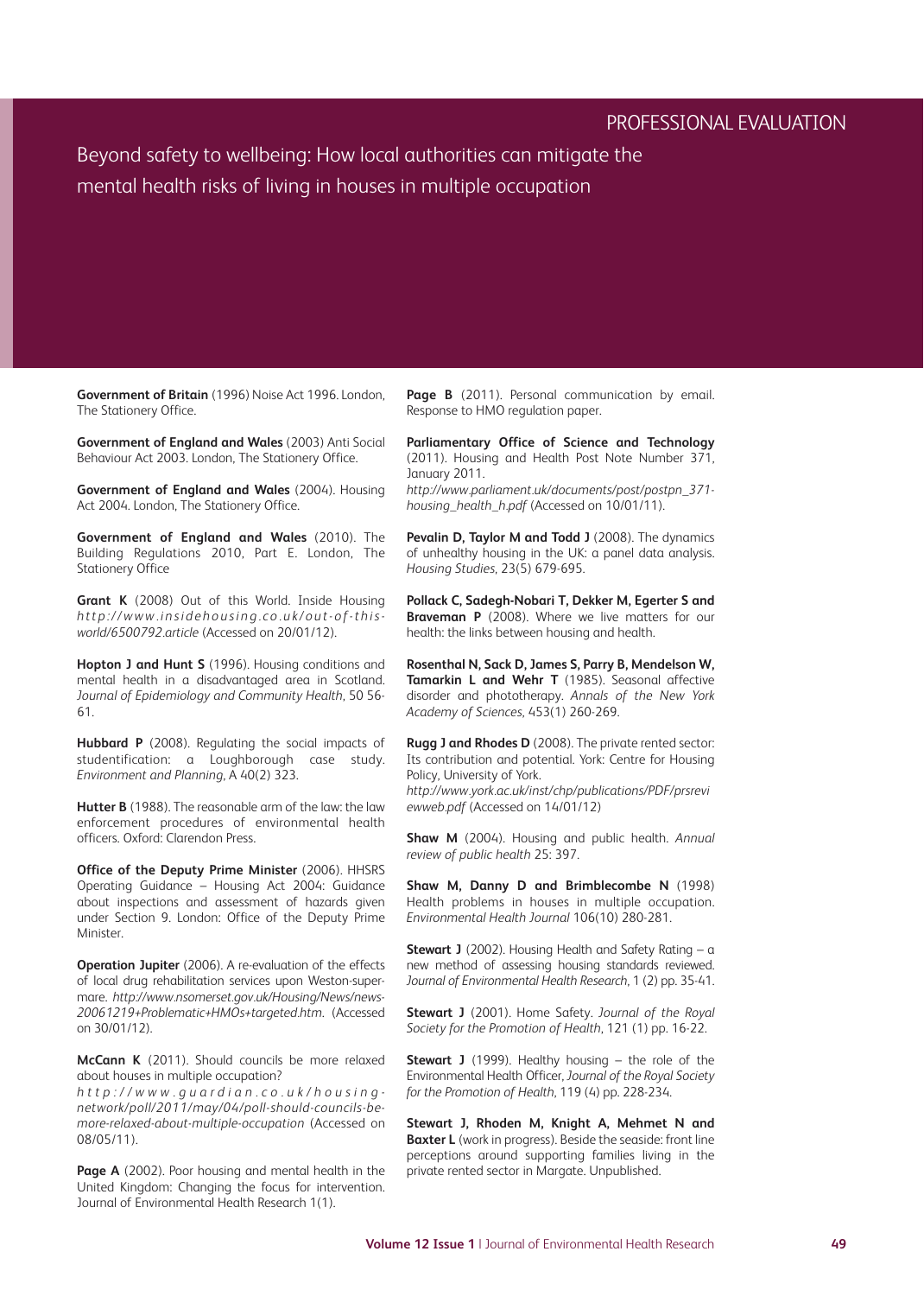**Government of Britain** (1996) Noise Act 1996. London, The Stationery Office.

**Government of England and Wales** (2003) Anti Social Behaviour Act 2003. London, The Stationery Office.

**Government of England and Wales** (2004). Housing Act 2004. London, The Stationery Office.

**Government of England and Wales** (2010). The Building Regulations 2010, Part E. London, The Stationery Office

**Grant K** (2008) Out of this World. Inside Housing *http://www.insidehousing.co.uk/out-of-this-world/6500792.article* (Accessed on 20/01/12).

**Hopton J and Hunt S** (1996). Housing conditions and mental health in a disadvantaged area in Scotland. *Journal of Epidemiology and Community Health*, 50 56-61.

**Hubbard P** (2008). Regulating the social impacts of studentification: a Loughborough case study. *Environment and Planning*, A 40(2) 323.

**Hutter B** (1988). The reasonable arm of the law: the law enforcement procedures of environmental health officers. Oxford: Clarendon Press.

**Office of the Deputy Prime Minister** (2006). HHSRS Operating Guidance – Housing Act 2004: Guidance about inspections and assessment of hazards given under Section 9. London: Office of the Deputy Prime Minister.

**Operation Jupiter** (2006). A re-evaluation of the effects of local drug rehabilitation services upon Weston-super-mare. *http://www.nsomerset.gov.uk/Housing/News/news-20061219+Problematic+HMOs+targeted.htm.* (Accessed on 30/01/12).

**McCann K** (2011). Should councils be more relaxed about houses in multiple occupation? *http://www.guardian.co.uk/housing-network/poll/2011/may/04/poll-should-councils-be-more-relaxed-about-multiple-occupation* (Accessed on 08/05/11).

**Page A** (2002). Poor housing and mental health in the United Kingdom: Changing the focus for intervention. Journal of Environmental Health Research 1(1).

**Page B** (2011). Personal communication by email. Response to HMO regulation paper.

**Parliamentary Office of Science and Technology** (2011). Housing and Health Post Note Number 371, January 2011. *http://www.parliament.uk/documents/post/postpn_371-housing_health_h.pdf* (Accessed on 10/01/11).

**Pevalin D, Taylor M and Todd J** (2008). The dynamics of unhealthy housing in the UK: a panel data analysis. *Housing Studies*, 23(5) 679-695.

**Pollack C, Sadegh-Nobari T, Dekker M, Egerter S and Braveman P** (2008). Where we live matters for our health: the links between housing and health.

**Rosenthal N, Sack D, James S, Parry B, Mendelson W, Tamarkin L and Wehr T** (1985). Seasonal affective disorder and phototherapy. *Annals of the New York Academy of Sciences*, 453(1) 260-269.

**Rugg J and Rhodes D** (2008). The private rented sector: Its contribution and potential. York: Centre for Housing Policy, University of York. *http://www.york.ac.uk/inst/chp/publications/PDF/prsreviewweb.pdf* (Accessed on 14/01/12)

**Shaw M** (2004). Housing and public health. *Annual review of public health* 25: 397.

**Shaw M, Danny D and Brimblecombe N** (1998) Health problems in houses in multiple occupation. *Environmental Health Journal* 106(10) 280-281.

**Stewart J** (2002). Housing Health and Safety Rating – a new method of assessing housing standards reviewed. *Journal of Environmental Health Research*, 1 (2) pp. 35-41.

**Stewart J** (2001). Home Safety. *Journal of the Royal Society for the Promotion of Health*, 121 (1) pp. 16-22.

**Stewart J** (1999). Healthy housing – the role of the Environmental Health Officer, *Journal of the Royal Society for the Promotion of Health*, 119 (4) pp. 228-234.

**Stewart J, Rhoden M, Knight A, Mehmet N and Baxter L** (work in progress). Beside the seaside: front line perceptions around supporting families living in the private rented sector in Margate. Unpublished.